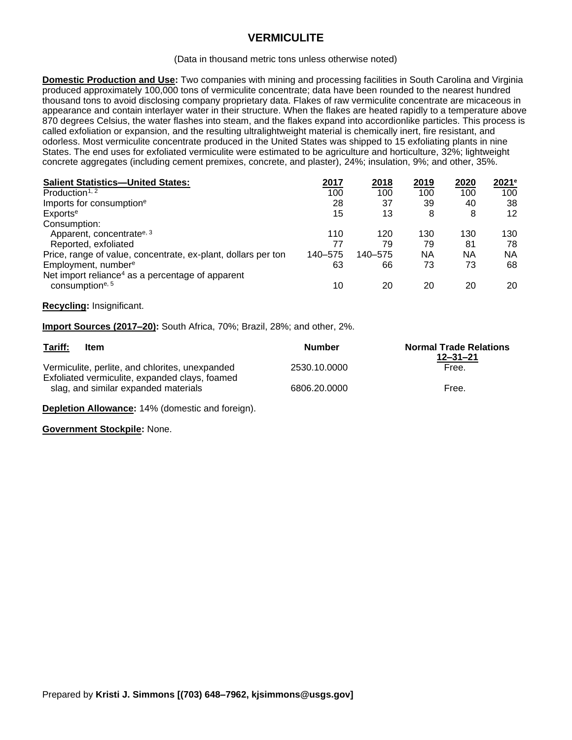# VERMICULITE

(Data in thousand metric tons unless otherwise noted)

**Domestic Production and Use:** Two companies with mining and processing facilities in South Carolina and Virginia produced approximately 100,000 tons of vermiculite concentrate; data have been rounded to the nearest hundred thousand tons to avoid disclosing company proprietary data. Flakes of raw vermiculite concentrate are micaceous in appearance and contain interlayer water in their structure. When the flakes are heated rapidly to a temperature above 870 degrees Celsius, the water flashes into steam, and the flakes expand into accordionlike particles. This process is called exfoliation or expansion, and the resulting ultralightweight material is chemically inert, fire resistant, and odorless. Most vermiculite concentrate produced in the United States was shipped to 15 exfoliating plants in nine States. The end uses for exfoliated vermiculite were estimated to be agriculture and horticulture, 32%; lightweight concrete aggregates (including cement premixes, concrete, and plaster), 24%; insulation, 9%; and other, 35%.

| Salient Statistics—United States: | 2017 | 2018 | 2019 | 2020 | 2021[e] |
|---|---|---|---|---|---|
| Production[1, 2] | 100 | 100 | 100 | 100 | 100 |
| Imports for consumption[e] | 28 | 37 | 39 | 40 | 38 |
| Exports[e] | 15 | 13 | 8 | 8 | 12 |
| Consumption: | | | | | |
| Apparent, concentrate[e, 3] | 110 | 120 | 130 | 130 | 130 |
| Reported, exfoliated | 77 | 79 | 79 | 81 | 78 |
| Price, range of value, concentrate, ex-plant, dollars per ton | 140–575 | 140–575 | NA | NA | NA |
| Employment, number[e] | 63 | 66 | 73 | 73 | 68 |
| Net import reliance[4] as a percentage of apparent consumption[e, 5] | 10 | 20 | 20 | 20 | 20 |

**Recycling:** Insignificant.

**Import Sources (2017–20):** South Africa, 70%; Brazil, 28%; and other, 2%.

| Tariff: Item | Number | Normal Trade Relations 12–31–21 |
|---|---|---|
| Vermiculite, perlite, and chlorites, unexpanded | 2530.10.0000 | Free. |
| Exfoliated vermiculite, expanded clays, foamed slag, and similar expanded materials | 6806.20.0000 | Free. |

**Depletion Allowance:** 14% (domestic and foreign).

**Government Stockpile:** None.

Prepared by **Kristi J. Simmons [(703) 648–7962, kjsimmons@usgs.gov]**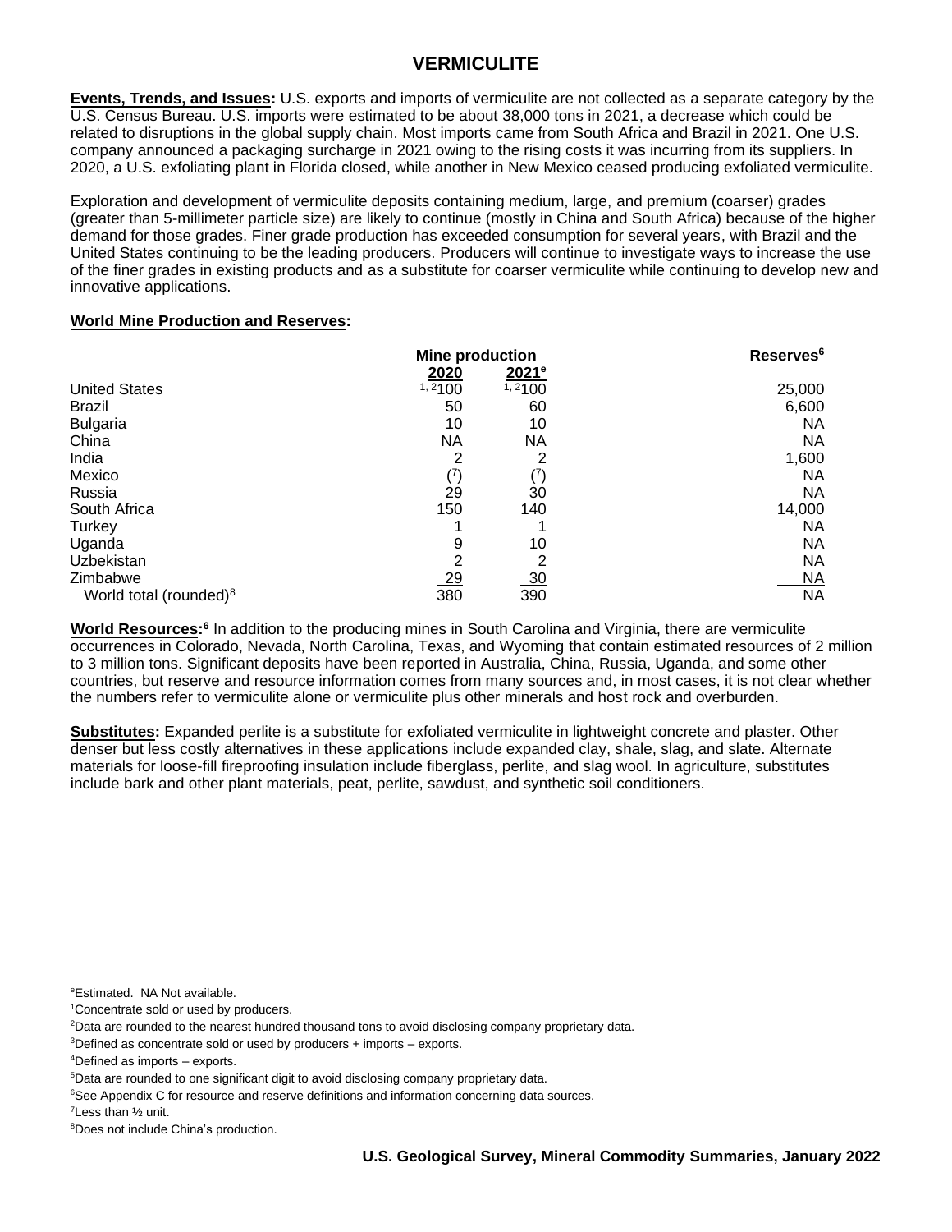# VERMICULITE

**Events, Trends, and Issues:** U.S. exports and imports of vermiculite are not collected as a separate category by the U.S. Census Bureau. U.S. imports were estimated to be about 38,000 tons in 2021, a decrease which could be related to disruptions in the global supply chain. Most imports came from South Africa and Brazil in 2021. One U.S. company announced a packaging surcharge in 2021 owing to the rising costs it was incurring from its suppliers. In 2020, a U.S. exfoliating plant in Florida closed, while another in New Mexico ceased producing exfoliated vermiculite.

Exploration and development of vermiculite deposits containing medium, large, and premium (coarser) grades (greater than 5-millimeter particle size) are likely to continue (mostly in China and South Africa) because of the higher demand for those grades. Finer grade production has exceeded consumption for several years, with Brazil and the United States continuing to be the leading producers. Producers will continue to investigate ways to increase the use of the finer grades in existing products and as a substitute for coarser vermiculite while continuing to develop new and innovative applications.

**World Mine Production and Reserves:**

| | Mine production | | Reserves[6] |
|---|---|---|---|
| | 2020 | 2021[e] | |
| United States | [1, 2]100 | [1, 2]100 | 25,000 |
| Brazil | 50 | 60 | 6,600 |
| Bulgaria | 10 | 10 | NA |
| China | NA | NA | NA |
| India | 2 | 2 | 1,600 |
| Mexico | ([7]) | ([7]) | NA |
| Russia | 29 | 30 | NA |
| South Africa | 150 | 140 | 14,000 |
| Turkey | 1 | 1 | NA |
| Uganda | 9 | 10 | NA |
| Uzbekistan | 2 | 2 | NA |
| Zimbabwe | 29 | 30 | NA |
| World total (rounded)[8] | 380 | 390 | NA |

**World Resources:[6]** In addition to the producing mines in South Carolina and Virginia, there are vermiculite occurrences in Colorado, Nevada, North Carolina, Texas, and Wyoming that contain estimated resources of 2 million to 3 million tons. Significant deposits have been reported in Australia, China, Russia, Uganda, and some other countries, but reserve and resource information comes from many sources and, in most cases, it is not clear whether the numbers refer to vermiculite alone or vermiculite plus other minerals and host rock and overburden.

**Substitutes:** Expanded perlite is a substitute for exfoliated vermiculite in lightweight concrete and plaster. Other denser but less costly alternatives in these applications include expanded clay, shale, slag, and slate. Alternate materials for loose-fill fireproofing insulation include fiberglass, perlite, and slag wool. In agriculture, substitutes include bark and other plant materials, peat, perlite, sawdust, and synthetic soil conditioners.

[e]Estimated. NA Not available.
[1]Concentrate sold or used by producers.
[2]Data are rounded to the nearest hundred thousand tons to avoid disclosing company proprietary data.
[3]Defined as concentrate sold or used by producers + imports – exports.
[4]Defined as imports – exports.
[5]Data are rounded to one significant digit to avoid disclosing company proprietary data.
[6]See Appendix C for resource and reserve definitions and information concerning data sources.
[7]Less than ½ unit.
[8]Does not include China's production.